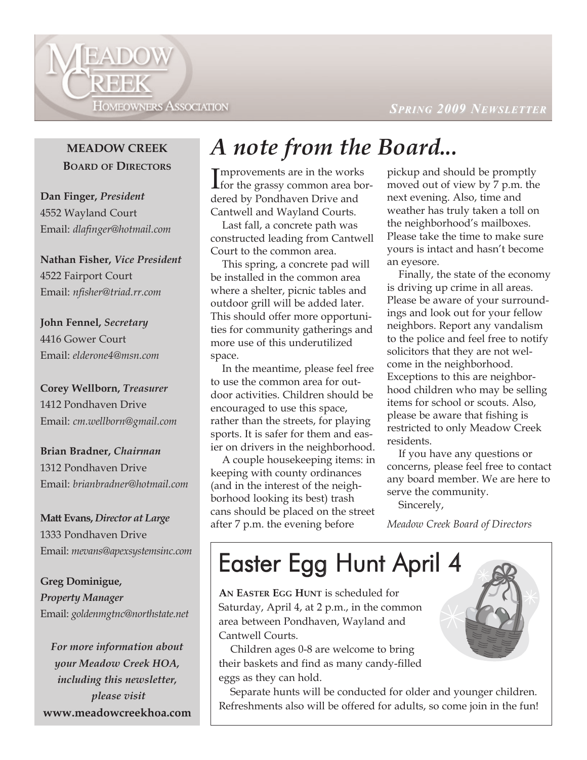# Meadow Creek Homeowners Association

*Spring 2009 Newsletter*

**MEADOW CREEK BOARD OF DIRECTORS**

**Dan Finger,** ***President***
4552 Wayland Court
Email: *dlafinger@hotmail.com*

**Nathan Fisher,** ***Vice President***
4522 Fairport Court
Email: *nfisher@triad.rr.com*

**John Fennel,** ***Secretary***
4416 Gower Court
Email: *elderone4@msn.com*

**Corey Wellborn,** ***Treasurer***
1412 Pondhaven Drive
Email: *cm.wellborn@gmail.com*

**Brian Bradner,** ***Chairman***
1312 Pondhaven Drive
Email: *brianbradner@hotmail.com*

**Matt Evans,** ***Director at Large***
1333 Pondhaven Drive
Email: *mevans@apexsystemsinc.com*

**Greg Dominigue,**
***Property Manager***
Email: *goldenmgtnc@northstate.net*

***For more information about your Meadow Creek HOA, including this newsletter, please visit***
**www.meadowcreekhoa.com**

## *A note from the Board...*

Improvements are in the works for the grassy common area bordered by Pondhaven Drive and Cantwell and Wayland Courts.

Last fall, a concrete path was constructed leading from Cantwell Court to the common area.

This spring, a concrete pad will be installed in the common area where a shelter, picnic tables and outdoor grill will be added later. This should offer more opportunities for community gatherings and more use of this underutilized space.

In the meantime, please feel free to use the common area for outdoor activities. Children should be encouraged to use this space, rather than the streets, for playing sports. It is safer for them and easier on drivers in the neighborhood.

A couple housekeeping items: in keeping with county ordinances (and in the interest of the neighborhood looking its best) trash cans should be placed on the street after 7 p.m. the evening before pickup and should be promptly moved out of view by 7 p.m. the next evening. Also, time and weather has truly taken a toll on the neighborhood's mailboxes. Please take the time to make sure yours is intact and hasn't become an eyesore.

Finally, the state of the economy is driving up crime in all areas. Please be aware of your surroundings and look out for your fellow neighbors. Report any vandalism to the police and feel free to notify solicitors that they are not welcome in the neighborhood. Exceptions to this are neighborhood children who may be selling items for school or scouts. Also, please be aware that fishing is restricted to only Meadow Creek residents.

If you have any questions or concerns, please feel free to contact any board member. We are here to serve the community.

Sincerely,

*Meadow Creek Board of Directors*

## Easter Egg Hunt April 4

**AN EASTER EGG HUNT** is scheduled for Saturday, April 4, at 2 p.m., in the common area between Pondhaven, Wayland and Cantwell Courts.

Children ages 0-8 are welcome to bring their baskets and find as many candy-filled eggs as they can hold.

Separate hunts will be conducted for older and younger children. Refreshments also will be offered for adults, so come join in the fun!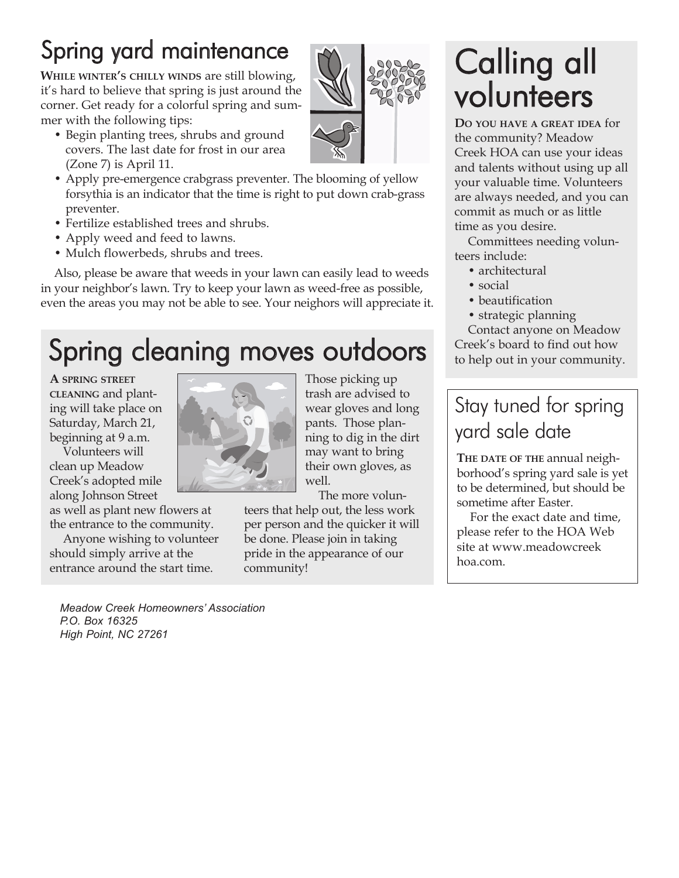## Spring yard maintenance

**WHILE WINTER'S CHILLY WINDS** are still blowing, it's hard to believe that spring is just around the corner. Get ready for a colorful spring and summer with the following tips:

- Begin planting trees, shrubs and ground covers. The last date for frost in our area (Zone 7) is April 11.
- Apply pre-emergence crabgrass preventer. The blooming of yellow forsythia is an indicator that the time is right to put down crab-grass preventer.
- Fertilize established trees and shrubs.
- Apply weed and feed to lawns.
- Mulch flowerbeds, shrubs and trees.

Also, please be aware that weeds in your lawn can easily lead to weeds in your neighbor's lawn. Try to keep your lawn as weed-free as possible, even the areas you may not be able to see. Your neighors will appreciate it.

## Spring cleaning moves outdoors

**A SPRING STREET CLEANING** and planting will take place on Saturday, March 21, beginning at 9 a.m.

Volunteers will clean up Meadow Creek's adopted mile along Johnson Street as well as plant new flowers at the entrance to the community.

Anyone wishing to volunteer should simply arrive at the entrance around the start time.

Those picking up trash are advised to wear gloves and long pants. Those planning to dig in the dirt may want to bring their own gloves, as well.

The more volunteers that help out, the less work per person and the quicker it will be done. Please join in taking pride in the appearance of our community!

## Calling all volunteers

**DO YOU HAVE A GREAT IDEA** for the community? Meadow Creek HOA can use your ideas and talents without using up all your valuable time. Volunteers are always needed, and you can commit as much or as little time as you desire.

Committees needing volunteers include:

- architectural
- social
- beautification
- strategic planning

Contact anyone on Meadow Creek's board to find out how to help out in your community.

## Stay tuned for spring yard sale date

**THE DATE OF THE** annual neighborhood's spring yard sale is yet to be determined, but should be sometime after Easter.

For the exact date and time, please refer to the HOA Web site at www.meadowcreekhoa.com.

*Meadow Creek Homeowners' Association*
*P.O. Box 16325*
*High Point, NC 27261*